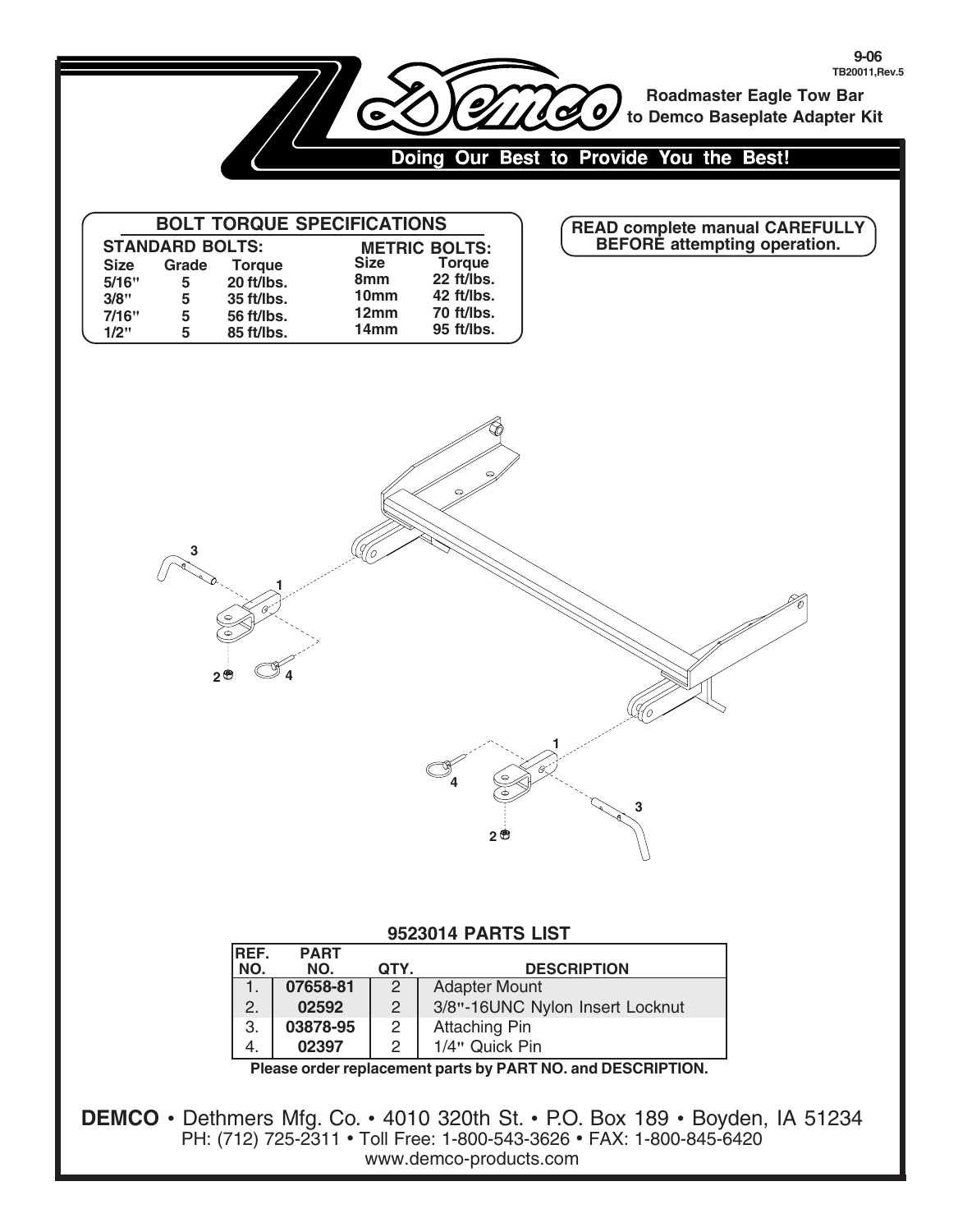9-06
TB20011,Rev.5

# Demco

**Roadmaster Eagle Tow Bar to Demco Baseplate Adapter Kit**

**Doing Our Best to Provide You the Best!**

## BOLT TORQUE SPECIFICATIONS

**STANDARD BOLTS:**

| Size | Grade | Torque |
|---|---|---|
| 5/16" | 5 | 20 ft/lbs. |
| 3/8" | 5 | 35 ft/lbs. |
| 7/16" | 5 | 56 ft/lbs. |
| 1/2" | 5 | 85 ft/lbs. |

**METRIC BOLTS:**

| Size | Torque |
|---|---|
| 8mm | 22 ft/lbs. |
| 10mm | 42 ft/lbs. |
| 12mm | 70 ft/lbs. |
| 14mm | 95 ft/lbs. |

**READ complete manual CAREFULLY BEFORE attempting operation.**

## 9523014 PARTS LIST

| REF. NO. | PART NO. | QTY. | DESCRIPTION |
|---|---|---|---|
| 1. | **07658-81** | 2 | Adapter Mount |
| 2. | **02592** | 2 | 3/8"-16UNC Nylon Insert Locknut |
| 3. | **03878-95** | 2 | Attaching Pin |
| 4. | **02397** | 2 | 1/4" Quick Pin |

**Please order replacement parts by PART NO. and DESCRIPTION.**

**DEMCO** • Dethmers Mfg. Co. • 4010 320th St. • P.O. Box 189 • Boyden, IA 51234
PH: (712) 725-2311 • Toll Free: 1-800-543-3626 • FAX: 1-800-845-6420
www.demco-products.com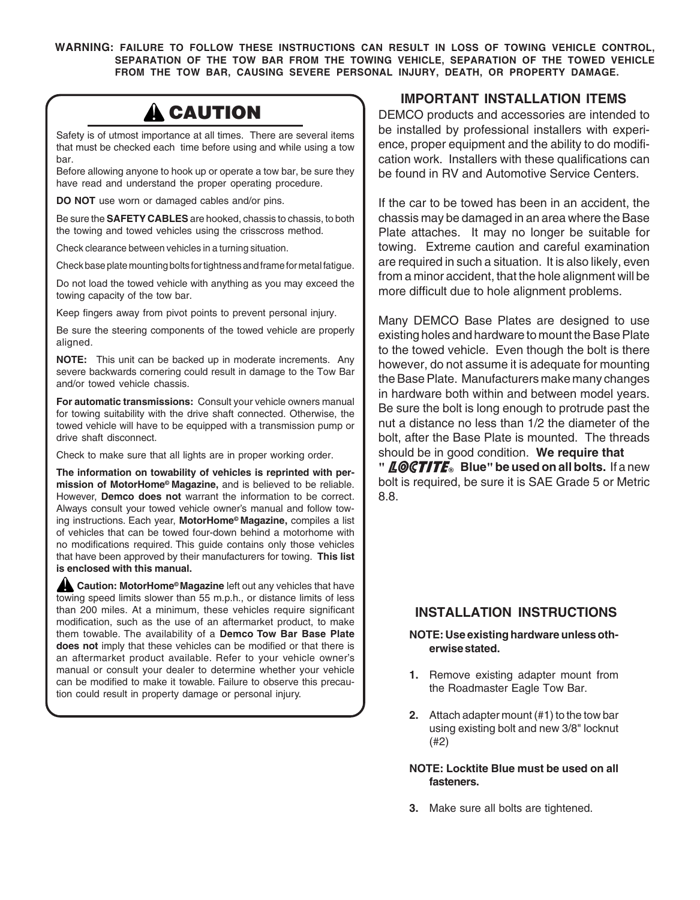**WARNING: FAILURE TO FOLLOW THESE INSTRUCTIONS CAN RESULT IN LOSS OF TOWING VEHICLE CONTROL, SEPARATION OF THE TOW BAR FROM THE TOWING VEHICLE, SEPARATION OF THE TOWED VEHICLE FROM THE TOW BAR, CAUSING SEVERE PERSONAL INJURY, DEATH, OR PROPERTY DAMAGE.**

## ⚠ CAUTION

Safety is of utmost importance at all times. There are several items that must be checked each time before using and while using a tow bar.

Before allowing anyone to hook up or operate a tow bar, be sure they have read and understand the proper operating procedure.

**DO NOT** use worn or damaged cables and/or pins.

Be sure the **SAFETY CABLES** are hooked, chassis to chassis, to both the towing and towed vehicles using the crisscross method.

Check clearance between vehicles in a turning situation.

Check base plate mounting bolts for tightness and frame for metal fatigue.

Do not load the towed vehicle with anything as you may exceed the towing capacity of the tow bar.

Keep fingers away from pivot points to prevent personal injury.

Be sure the steering components of the towed vehicle are properly aligned.

**NOTE:** This unit can be backed up in moderate increments. Any severe backwards cornering could result in damage to the Tow Bar and/or towed vehicle chassis.

**For automatic transmissions:** Consult your vehicle owners manual for towing suitability with the drive shaft connected. Otherwise, the towed vehicle will have to be equipped with a transmission pump or drive shaft disconnect.

Check to make sure that all lights are in proper working order.

**The information on towability of vehicles is reprinted with permission of MotorHome© Magazine,** and is believed to be reliable. However, **Demco does not** warrant the information to be correct. Always consult your towed vehicle owner's manual and follow towing instructions. Each year, **MotorHome© Magazine,** compiles a list of vehicles that can be towed four-down behind a motorhome with no modifications required. This guide contains only those vehicles that have been approved by their manufacturers for towing. **This list is enclosed with this manual.**

⚠ **Caution: MotorHome© Magazine** left out any vehicles that have towing speed limits slower than 55 m.p.h., or distance limits of less than 200 miles. At a minimum, these vehicles require significant modification, such as the use of an aftermarket product, to make them towable. The availability of a **Demco Tow Bar Base Plate does not** imply that these vehicles can be modified or that there is an aftermarket product available. Refer to your vehicle owner's manual or consult your dealer to determine whether your vehicle can be modified to make it towable. Failure to observe this precaution could result in property damage or personal injury.

## IMPORTANT INSTALLATION ITEMS

DEMCO products and accessories are intended to be installed by professional installers with experience, proper equipment and the ability to do modification work. Installers with these qualifications can be found in RV and Automotive Service Centers.

If the car to be towed has been in an accident, the chassis may be damaged in an area where the Base Plate attaches. It may no longer be suitable for towing. Extreme caution and careful examination are required in such a situation. It is also likely, even from a minor accident, that the hole alignment will be more difficult due to hole alignment problems.

Many DEMCO Base Plates are designed to use existing holes and hardware to mount the Base Plate to the towed vehicle. Even though the bolt is there however, do not assume it is adequate for mounting the Base Plate. Manufacturers make many changes in hardware both within and between model years. Be sure the bolt is long enough to protrude past the nut a distance no less than 1/2 the diameter of the bolt, after the Base Plate is mounted. The threads should be in good condition. **We require that " LOCTITE® Blue" be used on all bolts.** If a new bolt is required, be sure it is SAE Grade 5 or Metric 8.8.

## INSTALLATION INSTRUCTIONS

**NOTE: Use existing hardware unless otherwise stated.**

1. Remove existing adapter mount from the Roadmaster Eagle Tow Bar.
2. Attach adapter mount (#1) to the tow bar using existing bolt and new 3/8" locknut (#2)

**NOTE: Locktite Blue must be used on all fasteners.**

3. Make sure all bolts are tightened.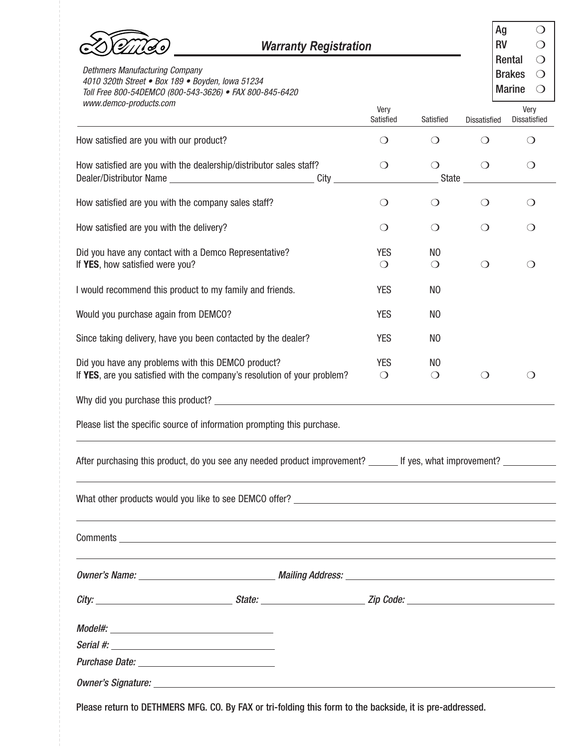# Demco Warranty Registration

| Ag | ❍ |
|---|---|
| RV | ❍ |
| Rental | ❍ |
| Brakes | ❍ |
| Marine | ❍ |

*Dethmers Manufacturing Company*
*4010 320th Street • Box 189 • Boyden, Iowa 51234*
*Toll Free 800-54DEMCO (800-543-3626) • FAX 800-845-6420*
*www.demco-products.com*

| | Very Satisfied | Satisfied | Dissatisfied | Very Dissatisfied |
|---|---|---|---|---|
| How satisfied are you with our product? | ❍ | ❍ | ❍ | ❍ |
| How satisfied are you with the dealership/distributor sales staff? | ❍ | ❍ | ❍ | ❍ |
| Dealer/Distributor Name ____________ City ____________ State ____________ | | | | |
| How satisfied are you with the company sales staff? | ❍ | ❍ | ❍ | ❍ |
| How satisfied are you with the delivery? | ❍ | ❍ | ❍ | ❍ |
| Did you have any contact with a Demco Representative? | YES | NO | | |
| If **YES**, how satisfied were you? | ❍ | ❍ | ❍ | ❍ |
| I would recommend this product to my family and friends. | YES | NO | | |
| Would you purchase again from DEMCO? | YES | NO | | |
| Since taking delivery, have you been contacted by the dealer? | YES | NO | | |
| Did you have any problems with this DEMCO product? | YES | NO | | |
| If **YES**, are you satisfied with the company's resolution of your problem? | ❍ | ❍ | ❍ | ❍ |

Why did you purchase this product? ____________

Please list the specific source of information prompting this purchase.

____________

After purchasing this product, do you see any needed product improvement? ______ If yes, what improvement? ____________

____________

What other products would you like to see DEMCO offer? ____________

____________

Comments ____________

____________

*Owner's Name:* ____________ *Mailing Address:* ____________

*City:* ____________ *State:* ____________ *Zip Code:* ____________

*Model#:* ____________

*Serial #:* ____________

*Purchase Date:* ____________

*Owner's Signature:* ____________

Please return to DETHMERS MFG. CO. By FAX or tri-folding this form to the backside, it is pre-addressed.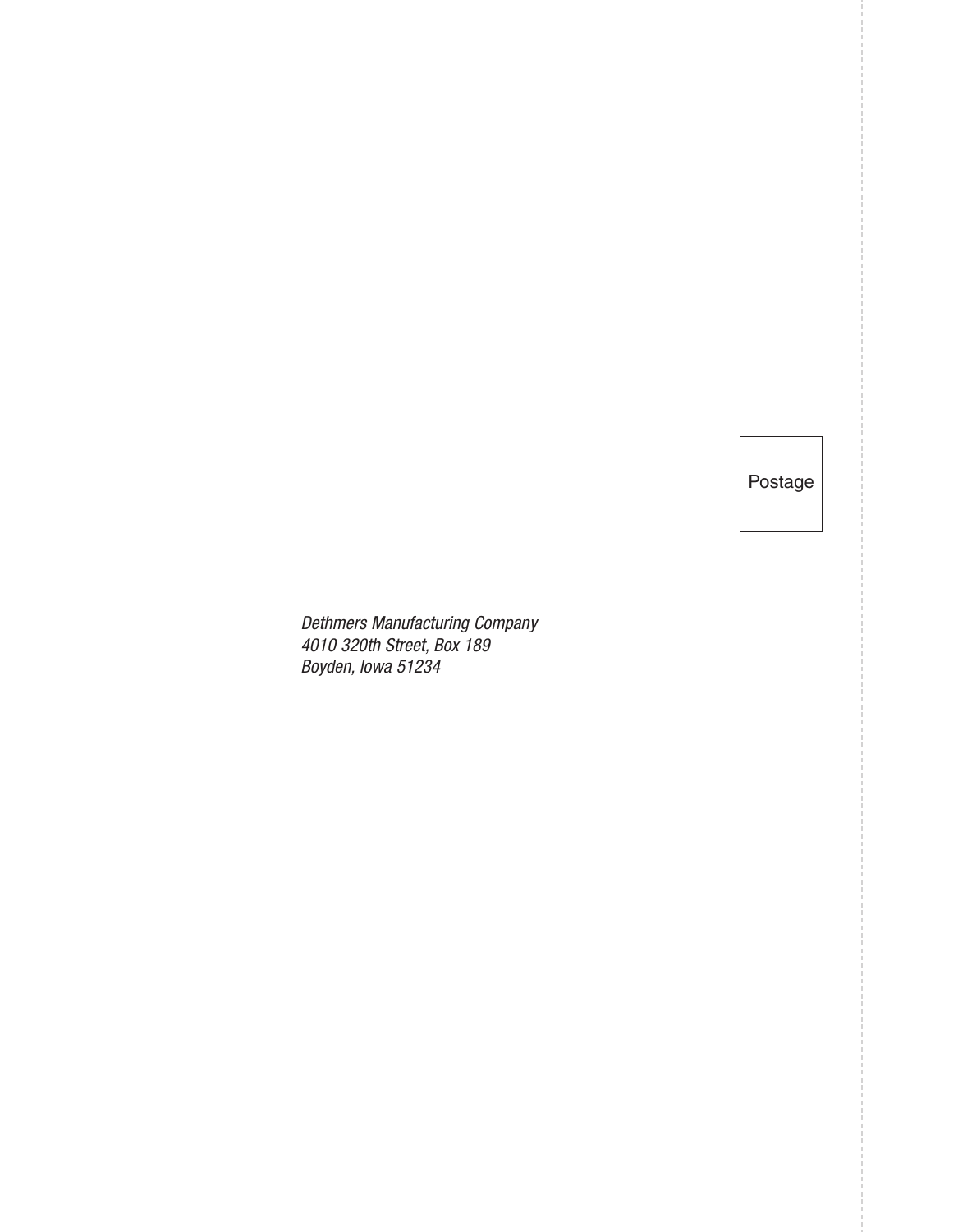Postage

*Dethmers Manufacturing Company*
*4010 320th Street, Box 189*
*Boyden, Iowa 51234*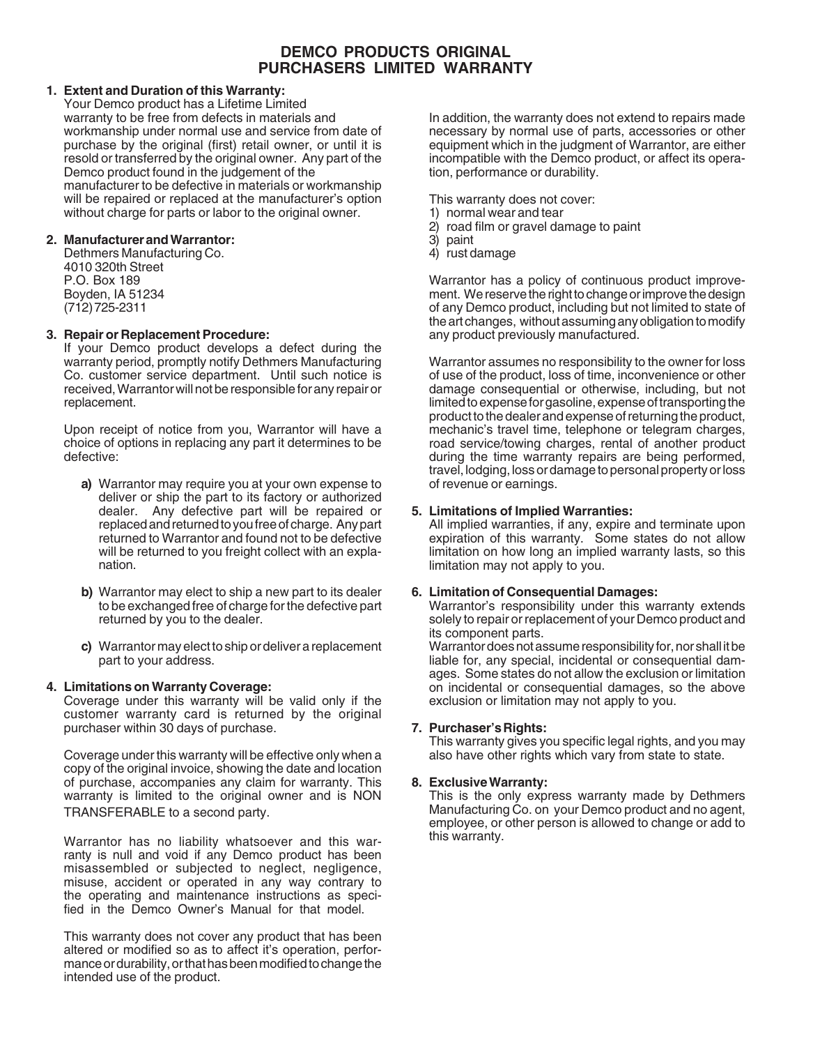# DEMCO PRODUCTS ORIGINAL PURCHASERS LIMITED WARRANTY

**1. Extent and Duration of this Warranty:**

Your Demco product has a Lifetime Limited warranty to be free from defects in materials and workmanship under normal use and service from date of purchase by the original (first) retail owner, or until it is resold or transferred by the original owner. Any part of the Demco product found in the judgement of the manufacturer to be defective in materials or workmanship will be repaired or replaced at the manufacturer's option without charge for parts or labor to the original owner.

**2. Manufacturer and Warrantor:**

Dethmers Manufacturing Co.
4010 320th Street
P.O. Box 189
Boyden, IA 51234
(712) 725-2311

**3. Repair or Replacement Procedure:**

If your Demco product develops a defect during the warranty period, promptly notify Dethmers Manufacturing Co. customer service department. Until such notice is received, Warrantor will not be responsible for any repair or replacement.

Upon receipt of notice from you, Warrantor will have a choice of options in replacing any part it determines to be defective:

- **a)** Warrantor may require you at your own expense to deliver or ship the part to its factory or authorized dealer. Any defective part will be repaired or replaced and returned to you free of charge. Any part returned to Warrantor and found not to be defective will be returned to you freight collect with an explanation.
- **b)** Warrantor may elect to ship a new part to its dealer to be exchanged free of charge for the defective part returned by you to the dealer.
- **c)** Warrantor may elect to ship or deliver a replacement part to your address.

**4. Limitations on Warranty Coverage:**

Coverage under this warranty will be valid only if the customer warranty card is returned by the original purchaser within 30 days of purchase.

Coverage under this warranty will be effective only when a copy of the original invoice, showing the date and location of purchase, accompanies any claim for warranty. This warranty is limited to the original owner and is NON TRANSFERABLE to a second party.

Warrantor has no liability whatsoever and this warranty is null and void if any Demco product has been misassembled or subjected to neglect, negligence, misuse, accident or operated in any way contrary to the operating and maintenance instructions as specified in the Demco Owner's Manual for that model.

This warranty does not cover any product that has been altered or modified so as to affect it's operation, performance or durability, or that has been modified to change the intended use of the product.

In addition, the warranty does not extend to repairs made necessary by normal use of parts, accessories or other equipment which in the judgment of Warrantor, are either incompatible with the Demco product, or affect its operation, performance or durability.

This warranty does not cover:
1) normal wear and tear
2) road film or gravel damage to paint
3) paint
4) rust damage

Warrantor has a policy of continuous product improvement. We reserve the right to change or improve the design of any Demco product, including but not limited to state of the art changes, without assuming any obligation to modify any product previously manufactured.

Warrantor assumes no responsibility to the owner for loss of use of the product, loss of time, inconvenience or other damage consequential or otherwise, including, but not limited to expense for gasoline, expense of transporting the product to the dealer and expense of returning the product, mechanic's travel time, telephone or telegram charges, road service/towing charges, rental of another product during the time warranty repairs are being performed, travel, lodging, loss or damage to personal property or loss of revenue or earnings.

**5. Limitations of Implied Warranties:**

All implied warranties, if any, expire and terminate upon expiration of this warranty. Some states do not allow limitation on how long an implied warranty lasts, so this limitation may not apply to you.

**6. Limitation of Consequential Damages:**

Warrantor's responsibility under this warranty extends solely to repair or replacement of your Demco product and its component parts.

Warrantor does not assume responsibility for, nor shall it be liable for, any special, incidental or consequential damages. Some states do not allow the exclusion or limitation on incidental or consequential damages, so the above exclusion or limitation may not apply to you.

**7. Purchaser's Rights:**

This warranty gives you specific legal rights, and you may also have other rights which vary from state to state.

**8. Exclusive Warranty:**

This is the only express warranty made by Dethmers Manufacturing Co. on your Demco product and no agent, employee, or other person is allowed to change or add to this warranty.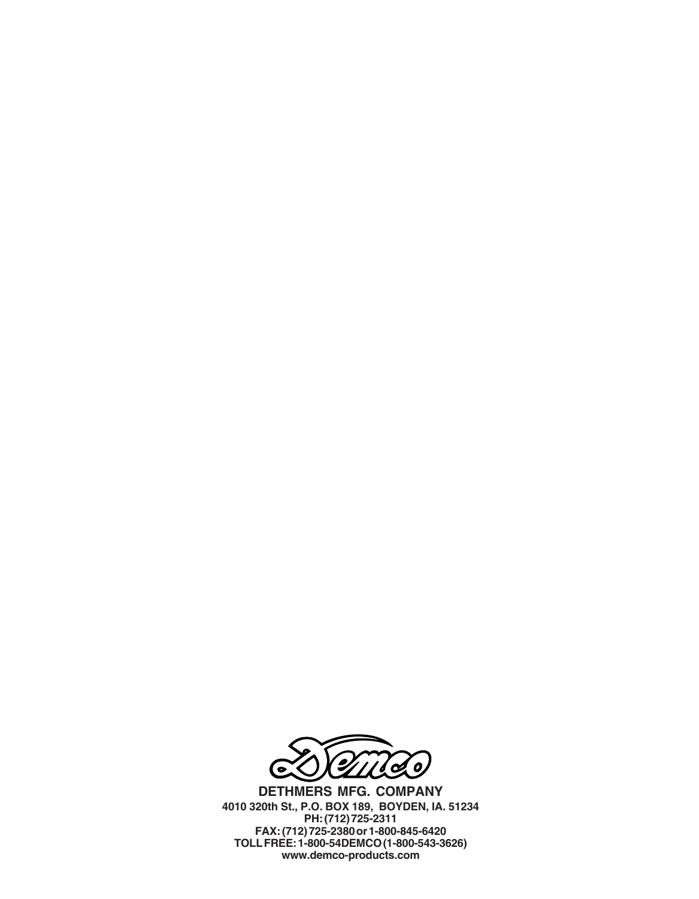Demco

**DETHMERS MFG. COMPANY**

**4010 320th St., P.O. BOX 189, BOYDEN, IA. 51234**
**PH: (712) 725-2311**
**FAX: (712) 725-2380 or 1-800-845-6420**
**TOLL FREE: 1-800-54DEMCO (1-800-543-3626)**
**www.demco-products.com**